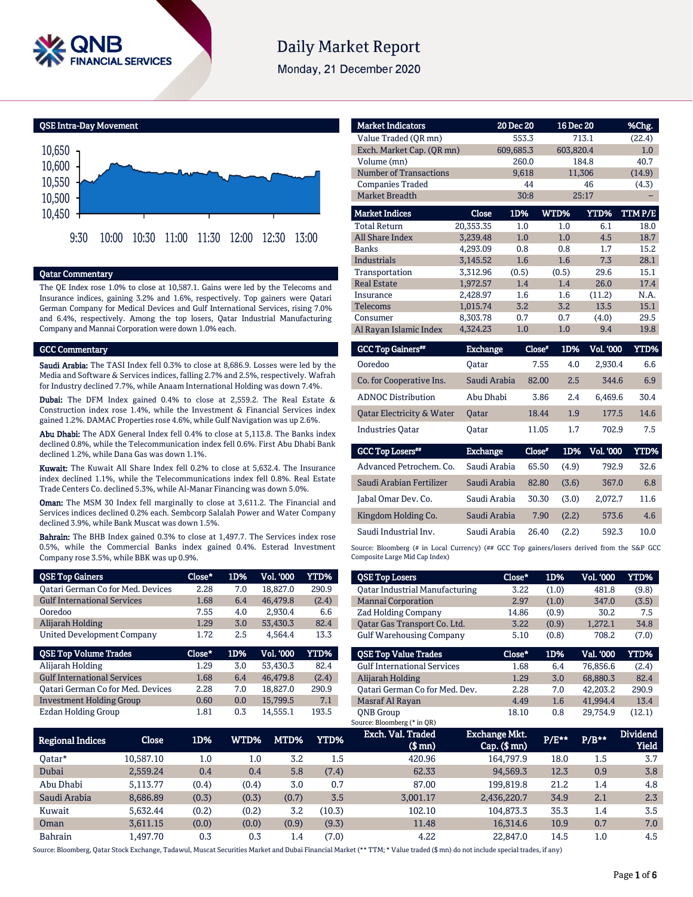# Daily Market Report

Monday, 21 December 2020

## QSE Intra-Day Movement

## Qatar Commentary

The QE Index rose 1.0% to close at 10,587.1. Gains were led by the Telecoms and Insurance indices, gaining 3.2% and 1.6%, respectively. Top gainers were Qatari German Company for Medical Devices and Gulf International Services, rising 7.0% and 6.4%, respectively. Among the top losers, Qatar Industrial Manufacturing Company and Mannai Corporation were down 1.0% each.

## GCC Commentary

**Saudi Arabia:** The TASI Index fell 0.3% to close at 8,686.9. Losses were led by the Media and Software & Services indices, falling 2.7% and 2.5%, respectively. Wafrah for Industry declined 7.7%, while Anaam International Holding was down 7.4%.

**Dubai:** The DFM Index gained 0.4% to close at 2,559.2. The Real Estate & Construction index rose 1.4%, while the Investment & Financial Services index gained 1.2%. DAMAC Properties rose 4.6%, while Gulf Navigation was up 2.6%.

**Abu Dhabi:** The ADX General Index fell 0.4% to close at 5,113.8. The Banks index declined 0.8%, while the Telecommunication index fell 0.6%. First Abu Dhabi Bank declined 1.2%, while Dana Gas was down 1.1%.

**Kuwait:** The Kuwait All Share Index fell 0.2% to close at 5,632.4. The Insurance index declined 1.1%, while the Telecommunications index fell 0.8%. Real Estate Trade Centers Co. declined 5.3%, while Al-Manar Financing was down 5.0%.

**Oman:** The MSM 30 Index fell marginally to close at 3,611.2. The Financial and Services indices declined 0.2% each. Sembcorp Salalah Power and Water Company declined 3.9%, while Bank Muscat was down 1.5%.

**Bahrain:** The BHB Index gained 0.3% to close at 1,497.7. The Services index rose 0.5%, while the Commercial Banks index gained 0.4%. Esterad Investment Company rose 3.5%, while BBK was up 0.9%.

| Market Indicators | 20 Dec 20 | 16 Dec 20 | %Chg. |
|---|---|---|---|
| Value Traded (QR mn) | 553.3 | 713.1 | (22.4) |
| Exch. Market Cap. (QR mn) | 609,685.3 | 603,820.4 | 1.0 |
| Volume (mn) | 260.0 | 184.8 | 40.7 |
| Number of Transactions | 9,618 | 11,306 | (14.9) |
| Companies Traded | 44 | 46 | (4.3) |
| Market Breadth | 30:8 | 25:17 | – |

| Market Indices | Close | 1D% | WTD% | YTD% | TTM P/E |
|---|---|---|---|---|---|
| Total Return | 20,353.35 | 1.0 | 1.0 | 6.1 | 18.0 |
| All Share Index | 3,239.48 | 1.0 | 1.0 | 4.5 | 18.7 |
| Banks | 4,293.09 | 0.8 | 0.8 | 1.7 | 15.2 |
| Industrials | 3,145.52 | 1.6 | 1.6 | 7.3 | 28.1 |
| Transportation | 3,312.96 | (0.5) | (0.5) | 29.6 | 15.1 |
| Real Estate | 1,972.57 | 1.4 | 1.4 | 26.0 | 17.4 |
| Insurance | 2,428.97 | 1.6 | 1.6 | (11.2) | N.A. |
| Telecoms | 1,015.74 | 3.2 | 3.2 | 13.5 | 15.1 |
| Consumer | 8,303.78 | 0.7 | 0.7 | (4.0) | 29.5 |
| Al Rayan Islamic Index | 4,324.23 | 1.0 | 1.0 | 9.4 | 19.8 |

| GCC Top Gainers## | Exchange | Close# | 1D% | Vol. '000 | YTD% |
|---|---|---|---|---|---|
| Ooredoo | Qatar | 7.55 | 4.0 | 2,930.4 | 6.6 |
| Co. for Cooperative Ins. | Saudi Arabia | 82.00 | 2.5 | 344.6 | 6.9 |
| ADNOC Distribution | Abu Dhabi | 3.86 | 2.4 | 6,469.6 | 30.4 |
| Qatar Electricity & Water | Qatar | 18.44 | 1.9 | 177.5 | 14.6 |
| Industries Qatar | Qatar | 11.05 | 1.7 | 702.9 | 7.5 |

| GCC Top Losers## | Exchange | Close# | 1D% | Vol. '000 | YTD% |
|---|---|---|---|---|---|
| Advanced Petrochem. Co. | Saudi Arabia | 65.50 | (4.9) | 792.9 | 32.6 |
| Saudi Arabian Fertilizer | Saudi Arabia | 82.80 | (3.6) | 367.0 | 6.8 |
| Jabal Omar Dev. Co. | Saudi Arabia | 30.30 | (3.0) | 2,072.7 | 11.6 |
| Kingdom Holding Co. | Saudi Arabia | 7.90 | (2.2) | 573.6 | 4.6 |
| Saudi Industrial Inv. | Saudi Arabia | 26.40 | (2.2) | 592.3 | 10.0 |

Source: Bloomberg (# in Local Currency) (## GCC Top gainers/losers derived from the S&P GCC Composite Large Mid Cap Index)

| QSE Top Gainers | Close* | 1D% | Vol. '000 | YTD% |
|---|---|---|---|---|
| Qatari German Co for Med. Devices | 2.28 | 7.0 | 18,827.0 | 290.9 |
| Gulf International Services | 1.68 | 6.4 | 46,479.8 | (2.4) |
| Ooredoo | 7.55 | 4.0 | 2,930.4 | 6.6 |
| Alijarah Holding | 1.29 | 3.0 | 53,430.3 | 82.4 |
| United Development Company | 1.72 | 2.5 | 4,564.4 | 13.3 |

| QSE Top Losers | Close* | 1D% | Vol. '000 | YTD% |
|---|---|---|---|---|
| Qatar Industrial Manufacturing | 3.22 | (1.0) | 481.8 | (9.8) |
| Mannai Corporation | 2.97 | (1.0) | 347.0 | (3.5) |
| Zad Holding Company | 14.86 | (0.9) | 30.2 | 7.5 |
| Qatar Gas Transport Co. Ltd. | 3.22 | (0.9) | 1,272.1 | 34.8 |
| Gulf Warehousing Company | 5.10 | (0.8) | 708.2 | (7.0) |

| QSE Top Volume Trades | Close* | 1D% | Vol. '000 | YTD% |
|---|---|---|---|---|
| Alijarah Holding | 1.29 | 3.0 | 53,430.3 | 82.4 |
| Gulf International Services | 1.68 | 6.4 | 46,479.8 | (2.4) |
| Qatari German Co for Med. Devices | 2.28 | 7.0 | 18,827.0 | 290.9 |
| Investment Holding Group | 0.60 | 0.0 | 15,799.5 | 7.1 |
| Ezdan Holding Group | 1.81 | 0.3 | 14,555.1 | 193.5 |

| QSE Top Value Trades | Close* | 1D% | Val. '000 | YTD% |
|---|---|---|---|---|
| Gulf International Services | 1.68 | 6.4 | 76,856.6 | (2.4) |
| Alijarah Holding | 1.29 | 3.0 | 68,880.3 | 82.4 |
| Qatari German Co for Med. Dev. | 2.28 | 7.0 | 42,203.2 | 290.9 |
| Masraf Al Rayan | 4.49 | 1.6 | 41,994.4 | 13.4 |
| QNB Group | 18.10 | 0.8 | 29,754.9 | (12.1) |

Source: Bloomberg (* in QR)

| Regional Indices | Close | 1D% | WTD% | MTD% | YTD% | Exch. Val. Traded ($ mn) | Exchange Mkt. Cap. ($ mn) | P/E** | P/B** | Dividend Yield |
|---|---|---|---|---|---|---|---|---|---|---|
| Qatar* | 10,587.10 | 1.0 | 1.0 | 3.2 | 1.5 | 420.96 | 164,797.9 | 18.0 | 1.5 | 3.7 |
| Dubai | 2,559.24 | 0.4 | 0.4 | 5.8 | (7.4) | 62.33 | 94,569.3 | 12.3 | 0.9 | 3.8 |
| Abu Dhabi | 5,113.77 | (0.4) | (0.4) | 3.0 | 0.7 | 87.00 | 199,819.8 | 21.2 | 1.4 | 4.8 |
| Saudi Arabia | 8,686.89 | (0.3) | (0.3) | (0.7) | 3.5 | 3,001.17 | 2,436,220.7 | 34.9 | 2.1 | 2.3 |
| Kuwait | 5,632.44 | (0.2) | (0.2) | 3.2 | (10.3) | 102.10 | 104,873.3 | 35.3 | 1.4 | 3.5 |
| Oman | 3,611.15 | (0.0) | (0.0) | (0.9) | (9.3) | 11.48 | 16,314.6 | 10.9 | 0.7 | 7.0 |
| Bahrain | 1,497.70 | 0.3 | 0.3 | 1.4 | (7.0) | 4.22 | 22,847.0 | 14.5 | 1.0 | 4.5 |

Source: Bloomberg, Qatar Stock Exchange, Tadawul, Muscat Securities Market and Dubai Financial Market (** TTM; * Value traded ($ mn) do not include special trades, if any)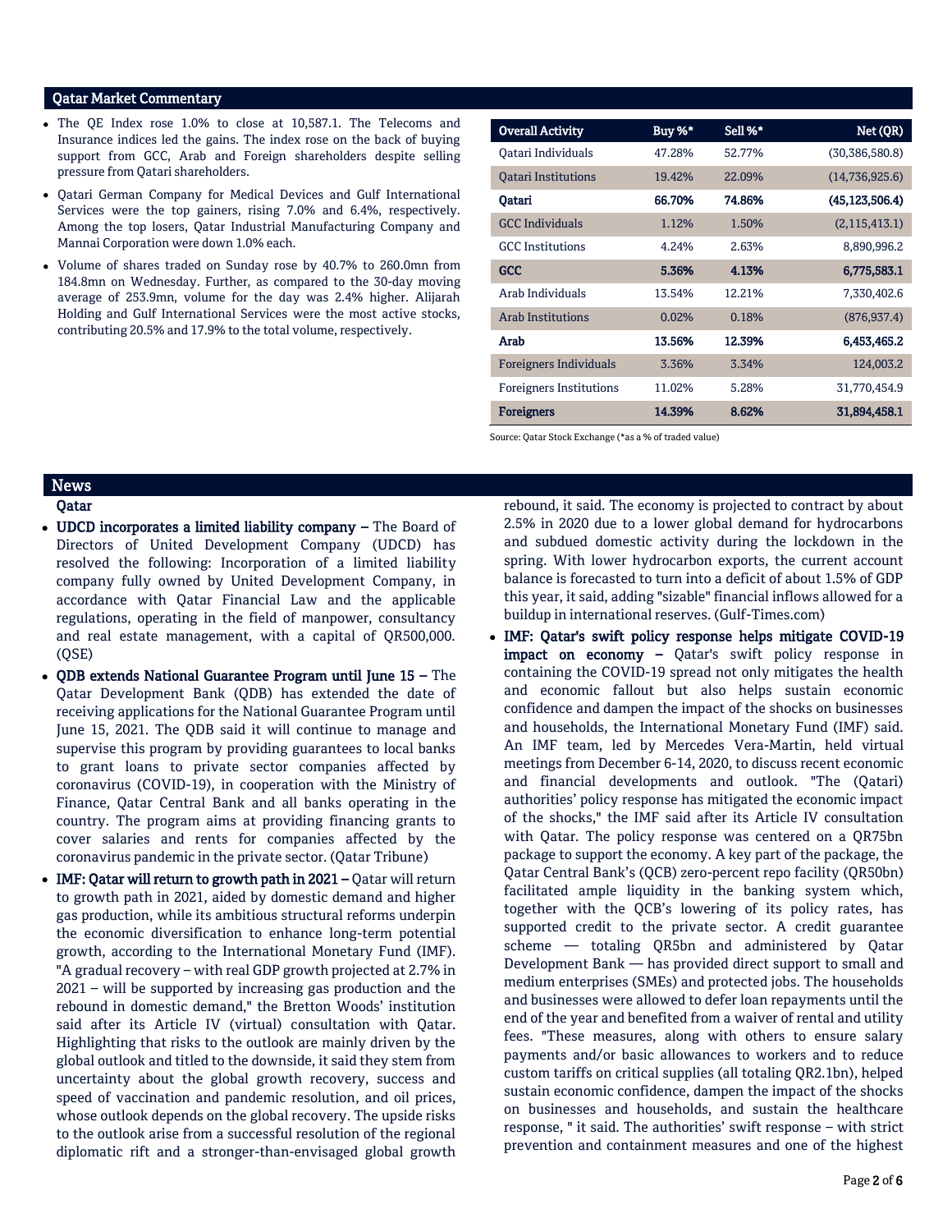## Qatar Market Commentary

- The QE Index rose 1.0% to close at 10,587.1. The Telecoms and Insurance indices led the gains. The index rose on the back of buying support from GCC, Arab and Foreign shareholders despite selling pressure from Qatari shareholders.
- Qatari German Company for Medical Devices and Gulf International Services were the top gainers, rising 7.0% and 6.4%, respectively. Among the top losers, Qatar Industrial Manufacturing Company and Mannai Corporation were down 1.0% each.
- Volume of shares traded on Sunday rose by 40.7% to 260.0mn from 184.8mn on Wednesday. Further, as compared to the 30-day moving average of 253.9mn, volume for the day was 2.4% higher. Alijarah Holding and Gulf International Services were the most active stocks, contributing 20.5% and 17.9% to the total volume, respectively.

| Overall Activity | Buy %* | Sell %* | Net (QR) |
|---|---|---|---|
| Qatari Individuals | 47.28% | 52.77% | (30,386,580.8) |
| Qatari Institutions | 19.42% | 22.09% | (14,736,925.6) |
| **Qatari** | **66.70%** | **74.86%** | **(45,123,506.4)** |
| GCC Individuals | 1.12% | 1.50% | (2,115,413.1) |
| GCC Institutions | 4.24% | 2.63% | 8,890,996.2 |
| **GCC** | **5.36%** | **4.13%** | **6,775,583.1** |
| Arab Individuals | 13.54% | 12.21% | 7,330,402.6 |
| Arab Institutions | 0.02% | 0.18% | (876,937.4) |
| **Arab** | **13.56%** | **12.39%** | **6,453,465.2** |
| Foreigners Individuals | 3.36% | 3.34% | 124,003.2 |
| Foreigners Institutions | 11.02% | 5.28% | 31,770,454.9 |
| **Foreigners** | **14.39%** | **8.62%** | **31,894,458.1** |

Source: Qatar Stock Exchange (*as a % of traded value)

## News

### Qatar

- **UDCD incorporates a limited liability company –** The Board of Directors of United Development Company (UDCD) has resolved the following: Incorporation of a limited liability company fully owned by United Development Company, in accordance with Qatar Financial Law and the applicable regulations, operating in the field of manpower, consultancy and real estate management, with a capital of QR500,000. (QSE)
- **QDB extends National Guarantee Program until June 15 –** The Qatar Development Bank (QDB) has extended the date of receiving applications for the National Guarantee Program until June 15, 2021. The QDB said it will continue to manage and supervise this program by providing guarantees to local banks to grant loans to private sector companies affected by coronavirus (COVID-19), in cooperation with the Ministry of Finance, Qatar Central Bank and all banks operating in the country. The program aims at providing financing grants to cover salaries and rents for companies affected by the coronavirus pandemic in the private sector. (Qatar Tribune)
- **IMF: Qatar will return to growth path in 2021 –** Qatar will return to growth path in 2021, aided by domestic demand and higher gas production, while its ambitious structural reforms underpin the economic diversification to enhance long-term potential growth, according to the International Monetary Fund (IMF). "A gradual recovery – with real GDP growth projected at 2.7% in 2021 – will be supported by increasing gas production and the rebound in domestic demand," the Bretton Woods' institution said after its Article IV (virtual) consultation with Qatar. Highlighting that risks to the outlook are mainly driven by the global outlook and titled to the downside, it said they stem from uncertainty about the global growth recovery, success and speed of vaccination and pandemic resolution, and oil prices, whose outlook depends on the global recovery. The upside risks to the outlook arise from a successful resolution of the regional diplomatic rift and a stronger-than-envisaged global growth rebound, it said. The economy is projected to contract by about 2.5% in 2020 due to a lower global demand for hydrocarbons and subdued domestic activity during the lockdown in the spring. With lower hydrocarbon exports, the current account balance is forecasted to turn into a deficit of about 1.5% of GDP this year, it said, adding "sizable" financial inflows allowed for a buildup in international reserves. (Gulf-Times.com)
- **IMF: Qatar's swift policy response helps mitigate COVID-19 impact on economy –** Qatar's swift policy response in containing the COVID-19 spread not only mitigates the health and economic fallout but also helps sustain economic confidence and dampen the impact of the shocks on businesses and households, the International Monetary Fund (IMF) said. An IMF team, led by Mercedes Vera-Martin, held virtual meetings from December 6-14, 2020, to discuss recent economic and financial developments and outlook. "The (Qatari) authorities' policy response has mitigated the economic impact of the shocks," the IMF said after its Article IV consultation with Qatar. The policy response was centered on a QR75bn package to support the economy. A key part of the package, the Qatar Central Bank's (QCB) zero-percent repo facility (QR50bn) facilitated ample liquidity in the banking system which, together with the QCB's lowering of its policy rates, has supported credit to the private sector. A credit guarantee scheme — totaling QR5bn and administered by Qatar Development Bank — has provided direct support to small and medium enterprises (SMEs) and protected jobs. The households and businesses were allowed to defer loan repayments until the end of the year and benefited from a waiver of rental and utility fees. "These measures, along with others to ensure salary payments and/or basic allowances to workers and to reduce custom tariffs on critical supplies (all totaling QR2.1bn), helped sustain economic confidence, dampen the impact of the shocks on businesses and households, and sustain the healthcare response, " it said. The authorities' swift response – with strict prevention and containment measures and one of the highest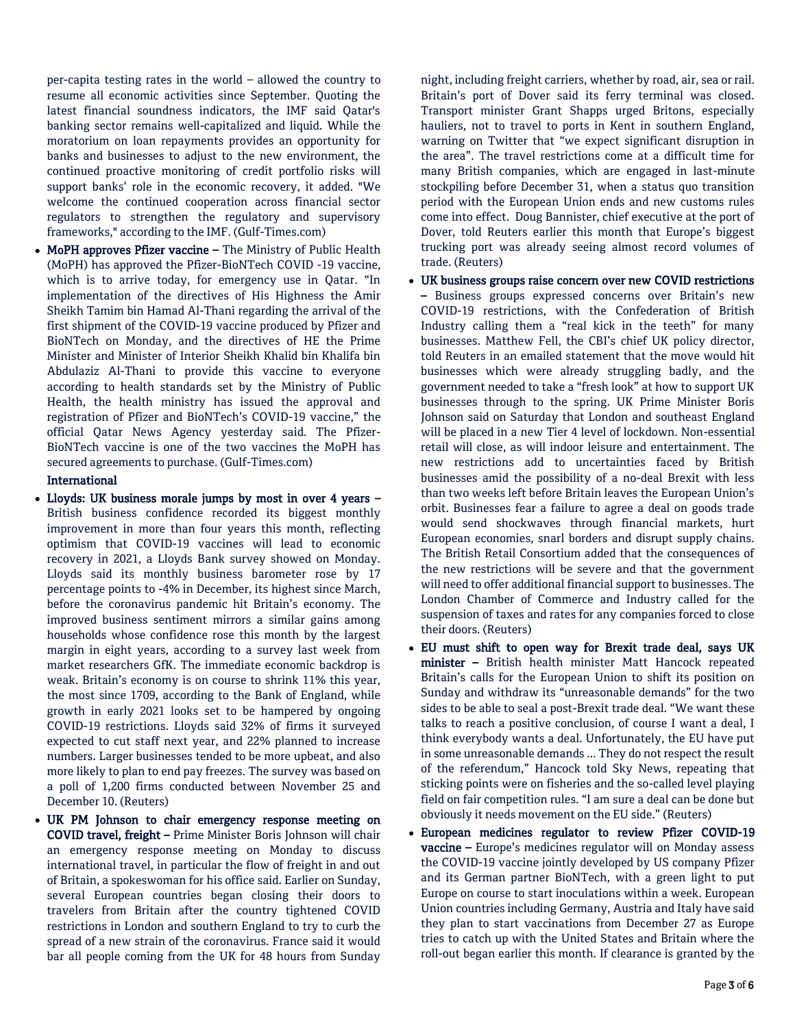per-capita testing rates in the world – allowed the country to resume all economic activities since September. Quoting the latest financial soundness indicators, the IMF said Qatar's banking sector remains well-capitalized and liquid. While the moratorium on loan repayments provides an opportunity for banks and businesses to adjust to the new environment, the continued proactive monitoring of credit portfolio risks will support banks' role in the economic recovery, it added. "We welcome the continued cooperation across financial sector regulators to strengthen the regulatory and supervisory frameworks," according to the IMF. (Gulf-Times.com)

- **MoPH approves Pfizer vaccine –** The Ministry of Public Health (MoPH) has approved the Pfizer-BioNTech COVID -19 vaccine, which is to arrive today, for emergency use in Qatar. "In implementation of the directives of His Highness the Amir Sheikh Tamim bin Hamad Al-Thani regarding the arrival of the first shipment of the COVID-19 vaccine produced by Pfizer and BioNTech on Monday, and the directives of HE the Prime Minister and Minister of Interior Sheikh Khalid bin Khalifa bin Abdulaziz Al-Thani to provide this vaccine to everyone according to health standards set by the Ministry of Public Health, the health ministry has issued the approval and registration of Pfizer and BioNTech's COVID-19 vaccine," the official Qatar News Agency yesterday said. The Pfizer-BioNTech vaccine is one of the two vaccines the MoPH has secured agreements to purchase. (Gulf-Times.com)

**International**

- **Lloyds: UK business morale jumps by most in over 4 years –** British business confidence recorded its biggest monthly improvement in more than four years this month, reflecting optimism that COVID-19 vaccines will lead to economic recovery in 2021, a Lloyds Bank survey showed on Monday. Lloyds said its monthly business barometer rose by 17 percentage points to -4% in December, its highest since March, before the coronavirus pandemic hit Britain's economy. The improved business sentiment mirrors a similar gains among households whose confidence rose this month by the largest margin in eight years, according to a survey last week from market researchers GfK. The immediate economic backdrop is weak. Britain's economy is on course to shrink 11% this year, the most since 1709, according to the Bank of England, while growth in early 2021 looks set to be hampered by ongoing COVID-19 restrictions. Lloyds said 32% of firms it surveyed expected to cut staff next year, and 22% planned to increase numbers. Larger businesses tended to be more upbeat, and also more likely to plan to end pay freezes. The survey was based on a poll of 1,200 firms conducted between November 25 and December 10. (Reuters)
- **UK PM Johnson to chair emergency response meeting on COVID travel, freight –** Prime Minister Boris Johnson will chair an emergency response meeting on Monday to discuss international travel, in particular the flow of freight in and out of Britain, a spokeswoman for his office said. Earlier on Sunday, several European countries began closing their doors to travelers from Britain after the country tightened COVID restrictions in London and southern England to try to curb the spread of a new strain of the coronavirus. France said it would bar all people coming from the UK for 48 hours from Sunday night, including freight carriers, whether by road, air, sea or rail. Britain's port of Dover said its ferry terminal was closed. Transport minister Grant Shapps urged Britons, especially hauliers, not to travel to ports in Kent in southern England, warning on Twitter that "we expect significant disruption in the area". The travel restrictions come at a difficult time for many British companies, which are engaged in last-minute stockpiling before December 31, when a status quo transition period with the European Union ends and new customs rules come into effect. Doug Bannister, chief executive at the port of Dover, told Reuters earlier this month that Europe's biggest trucking port was already seeing almost record volumes of trade. (Reuters)
- **UK business groups raise concern over new COVID restrictions –** Business groups expressed concerns over Britain's new COVID-19 restrictions, with the Confederation of British Industry calling them a "real kick in the teeth" for many businesses. Matthew Fell, the CBI's chief UK policy director, told Reuters in an emailed statement that the move would hit businesses which were already struggling badly, and the government needed to take a "fresh look" at how to support UK businesses through to the spring. UK Prime Minister Boris Johnson said on Saturday that London and southeast England will be placed in a new Tier 4 level of lockdown. Non-essential retail will close, as will indoor leisure and entertainment. The new restrictions add to uncertainties faced by British businesses amid the possibility of a no-deal Brexit with less than two weeks left before Britain leaves the European Union's orbit. Businesses fear a failure to agree a deal on goods trade would send shockwaves through financial markets, hurt European economies, snarl borders and disrupt supply chains. The British Retail Consortium added that the consequences of the new restrictions will be severe and that the government will need to offer additional financial support to businesses. The London Chamber of Commerce and Industry called for the suspension of taxes and rates for any companies forced to close their doors. (Reuters)
- **EU must shift to open way for Brexit trade deal, says UK minister –** British health minister Matt Hancock repeated Britain's calls for the European Union to shift its position on Sunday and withdraw its "unreasonable demands" for the two sides to be able to seal a post-Brexit trade deal. "We want these talks to reach a positive conclusion, of course I want a deal, I think everybody wants a deal. Unfortunately, the EU have put in some unreasonable demands ... They do not respect the result of the referendum," Hancock told Sky News, repeating that sticking points were on fisheries and the so-called level playing field on fair competition rules. "I am sure a deal can be done but obviously it needs movement on the EU side." (Reuters)
- **European medicines regulator to review Pfizer COVID-19 vaccine –** Europe's medicines regulator will on Monday assess the COVID-19 vaccine jointly developed by US company Pfizer and its German partner BioNTech, with a green light to put Europe on course to start inoculations within a week. European Union countries including Germany, Austria and Italy have said they plan to start vaccinations from December 27 as Europe tries to catch up with the United States and Britain where the roll-out began earlier this month. If clearance is granted by the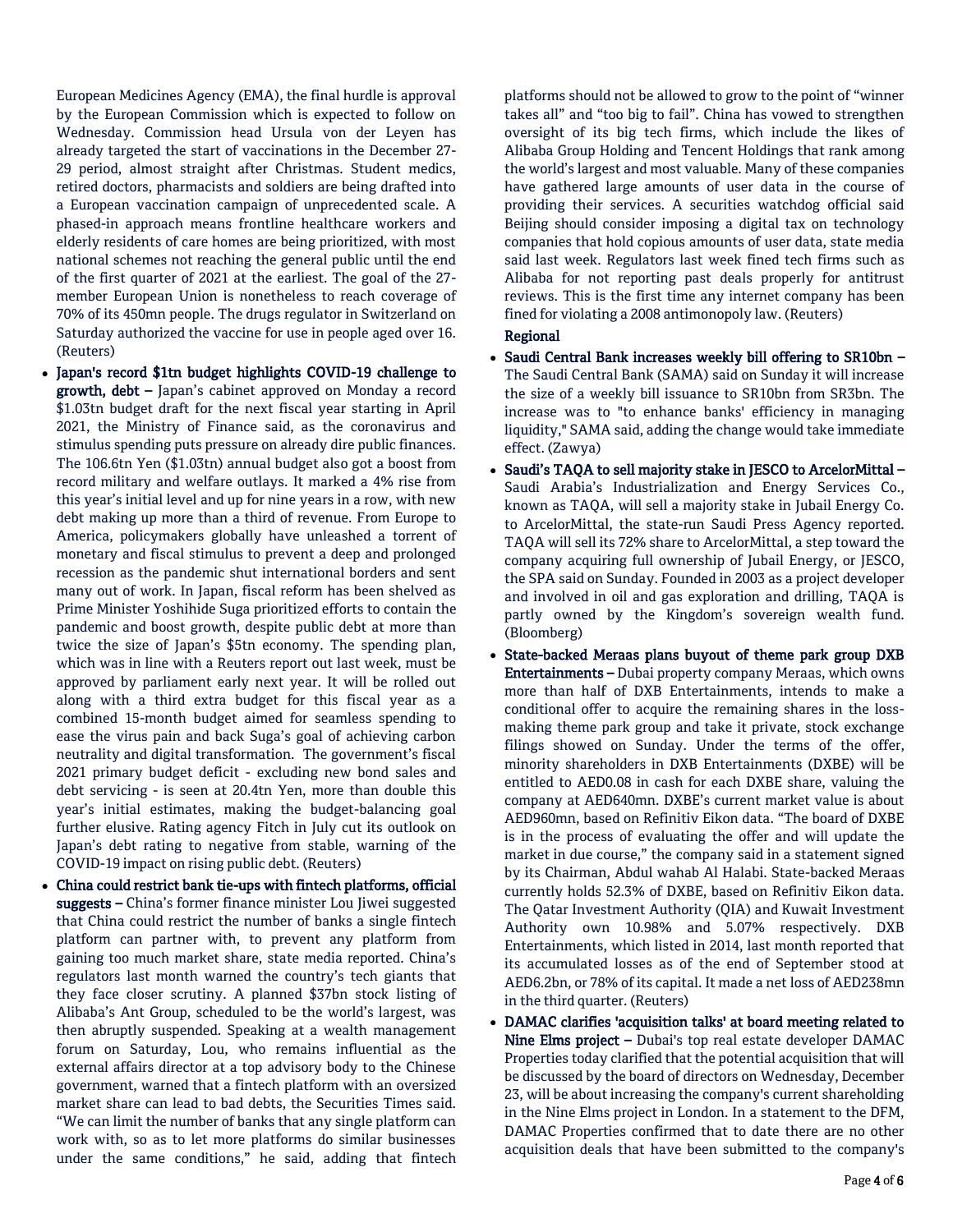European Medicines Agency (EMA), the final hurdle is approval by the European Commission which is expected to follow on Wednesday. Commission head Ursula von der Leyen has already targeted the start of vaccinations in the December 27-29 period, almost straight after Christmas. Student medics, retired doctors, pharmacists and soldiers are being drafted into a European vaccination campaign of unprecedented scale. A phased-in approach means frontline healthcare workers and elderly residents of care homes are being prioritized, with most national schemes not reaching the general public until the end of the first quarter of 2021 at the earliest. The goal of the 27-member European Union is nonetheless to reach coverage of 70% of its 450mn people. The drugs regulator in Switzerland on Saturday authorized the vaccine for use in people aged over 16. (Reuters)

- **Japan's record $1tn budget highlights COVID-19 challenge to growth, debt –** Japan's cabinet approved on Monday a record $1.03tn budget draft for the next fiscal year starting in April 2021, the Ministry of Finance said, as the coronavirus and stimulus spending puts pressure on already dire public finances. The 106.6tn Yen ($1.03tn) annual budget also got a boost from record military and welfare outlays. It marked a 4% rise from this year's initial level and up for nine years in a row, with new debt making up more than a third of revenue. From Europe to America, policymakers globally have unleashed a torrent of monetary and fiscal stimulus to prevent a deep and prolonged recession as the pandemic shut international borders and sent many out of work. In Japan, fiscal reform has been shelved as Prime Minister Yoshihide Suga prioritized efforts to contain the pandemic and boost growth, despite public debt at more than twice the size of Japan's $5tn economy. The spending plan, which was in line with a Reuters report out last week, must be approved by parliament early next year. It will be rolled out along with a third extra budget for this fiscal year as a combined 15-month budget aimed for seamless spending to ease the virus pain and back Suga's goal of achieving carbon neutrality and digital transformation. The government's fiscal 2021 primary budget deficit - excluding new bond sales and debt servicing - is seen at 20.4tn Yen, more than double this year's initial estimates, making the budget-balancing goal further elusive. Rating agency Fitch in July cut its outlook on Japan's debt rating to negative from stable, warning of the COVID-19 impact on rising public debt. (Reuters)
- **China could restrict bank tie-ups with fintech platforms, official suggests –** China's former finance minister Lou Jiwei suggested that China could restrict the number of banks a single fintech platform can partner with, to prevent any platform from gaining too much market share, state media reported. China's regulators last month warned the country's tech giants that they face closer scrutiny. A planned $37bn stock listing of Alibaba's Ant Group, scheduled to be the world's largest, was then abruptly suspended. Speaking at a wealth management forum on Saturday, Lou, who remains influential as the external affairs director at a top advisory body to the Chinese government, warned that a fintech platform with an oversized market share can lead to bad debts, the Securities Times said. "We can limit the number of banks that any single platform can work with, so as to let more platforms do similar businesses under the same conditions," he said, adding that fintech platforms should not be allowed to grow to the point of "winner takes all" and "too big to fail". China has vowed to strengthen oversight of its big tech firms, which include the likes of Alibaba Group Holding and Tencent Holdings that rank among the world's largest and most valuable. Many of these companies have gathered large amounts of user data in the course of providing their services. A securities watchdog official said Beijing should consider imposing a digital tax on technology companies that hold copious amounts of user data, state media said last week. Regulators last week fined tech firms such as Alibaba for not reporting past deals properly for antitrust reviews. This is the first time any internet company has been fined for violating a 2008 antimonopoly law. (Reuters)

**Regional**

- **Saudi Central Bank increases weekly bill offering to SR10bn –** The Saudi Central Bank (SAMA) said on Sunday it will increase the size of a weekly bill issuance to SR10bn from SR3bn. The increase was to "to enhance banks' efficiency in managing liquidity," SAMA said, adding the change would take immediate effect. (Zawya)
- **Saudi's TAQA to sell majority stake in JESCO to ArcelorMittal –** Saudi Arabia's Industrialization and Energy Services Co., known as TAQA, will sell a majority stake in Jubail Energy Co. to ArcelorMittal, the state-run Saudi Press Agency reported. TAQA will sell its 72% share to ArcelorMittal, a step toward the company acquiring full ownership of Jubail Energy, or JESCO, the SPA said on Sunday. Founded in 2003 as a project developer and involved in oil and gas exploration and drilling, TAQA is partly owned by the Kingdom's sovereign wealth fund. (Bloomberg)
- **State-backed Meraas plans buyout of theme park group DXB Entertainments –** Dubai property company Meraas, which owns more than half of DXB Entertainments, intends to make a conditional offer to acquire the remaining shares in the loss-making theme park group and take it private, stock exchange filings showed on Sunday. Under the terms of the offer, minority shareholders in DXB Entertainments (DXBE) will be entitled to AED0.08 in cash for each DXBE share, valuing the company at AED640mn. DXBE's current market value is about AED960mn, based on Refinitiv Eikon data. "The board of DXBE is in the process of evaluating the offer and will update the market in due course," the company said in a statement signed by its Chairman, Abdul wahab Al Halabi. State-backed Meraas currently holds 52.3% of DXBE, based on Refinitiv Eikon data. The Qatar Investment Authority (QIA) and Kuwait Investment Authority own 10.98% and 5.07% respectively. DXB Entertainments, which listed in 2014, last month reported that its accumulated losses as of the end of September stood at AED6.2bn, or 78% of its capital. It made a net loss of AED238mn in the third quarter. (Reuters)
- **DAMAC clarifies 'acquisition talks' at board meeting related to Nine Elms project –** Dubai's top real estate developer DAMAC Properties today clarified that the potential acquisition that will be discussed by the board of directors on Wednesday, December 23, will be about increasing the company's current shareholding in the Nine Elms project in London. In a statement to the DFM, DAMAC Properties confirmed that to date there are no other acquisition deals that have been submitted to the company's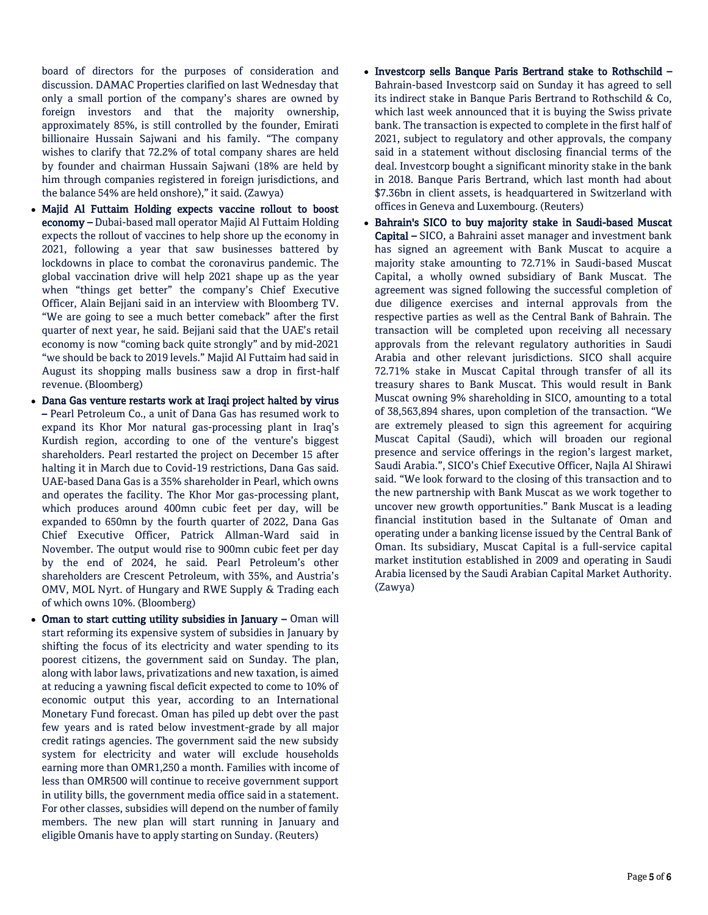board of directors for the purposes of consideration and discussion. DAMAC Properties clarified on last Wednesday that only a small portion of the company's shares are owned by foreign investors and that the majority ownership, approximately 85%, is still controlled by the founder, Emirati billionaire Hussain Sajwani and his family. "The company wishes to clarify that 72.2% of total company shares are held by founder and chairman Hussain Sajwani (18% are held by him through companies registered in foreign jurisdictions, and the balance 54% are held onshore)," it said. (Zawya)

- **Majid Al Futtaim Holding expects vaccine rollout to boost economy –** Dubai-based mall operator Majid Al Futtaim Holding expects the rollout of vaccines to help shore up the economy in 2021, following a year that saw businesses battered by lockdowns in place to combat the coronavirus pandemic. The global vaccination drive will help 2021 shape up as the year when "things get better" the company's Chief Executive Officer, Alain Bejjani said in an interview with Bloomberg TV. "We are going to see a much better comeback" after the first quarter of next year, he said. Bejjani said that the UAE's retail economy is now "coming back quite strongly" and by mid-2021 "we should be back to 2019 levels." Majid Al Futtaim had said in August its shopping malls business saw a drop in first-half revenue. (Bloomberg)
- **Dana Gas venture restarts work at Iraqi project halted by virus –** Pearl Petroleum Co., a unit of Dana Gas has resumed work to expand its Khor Mor natural gas-processing plant in Iraq's Kurdish region, according to one of the venture's biggest shareholders. Pearl restarted the project on December 15 after halting it in March due to Covid-19 restrictions, Dana Gas said. UAE-based Dana Gas is a 35% shareholder in Pearl, which owns and operates the facility. The Khor Mor gas-processing plant, which produces around 400mn cubic feet per day, will be expanded to 650mn by the fourth quarter of 2022, Dana Gas Chief Executive Officer, Patrick Allman-Ward said in November. The output would rise to 900mn cubic feet per day by the end of 2024, he said. Pearl Petroleum's other shareholders are Crescent Petroleum, with 35%, and Austria's OMV, MOL Nyrt. of Hungary and RWE Supply & Trading each of which owns 10%. (Bloomberg)
- **Oman to start cutting utility subsidies in January –** Oman will start reforming its expensive system of subsidies in January by shifting the focus of its electricity and water spending to its poorest citizens, the government said on Sunday. The plan, along with labor laws, privatizations and new taxation, is aimed at reducing a yawning fiscal deficit expected to come to 10% of economic output this year, according to an International Monetary Fund forecast. Oman has piled up debt over the past few years and is rated below investment-grade by all major credit ratings agencies. The government said the new subsidy system for electricity and water will exclude households earning more than OMR1,250 a month. Families with income of less than OMR500 will continue to receive government support in utility bills, the government media office said in a statement. For other classes, subsidies will depend on the number of family members. The new plan will start running in January and eligible Omanis have to apply starting on Sunday. (Reuters)
- **Investcorp sells Banque Paris Bertrand stake to Rothschild –** Bahrain-based Investcorp said on Sunday it has agreed to sell its indirect stake in Banque Paris Bertrand to Rothschild & Co, which last week announced that it is buying the Swiss private bank. The transaction is expected to complete in the first half of 2021, subject to regulatory and other approvals, the company said in a statement without disclosing financial terms of the deal. Investcorp bought a significant minority stake in the bank in 2018. Banque Paris Bertrand, which last month had about $7.36bn in client assets, is headquartered in Switzerland with offices in Geneva and Luxembourg. (Reuters)
- **Bahrain's SICO to buy majority stake in Saudi-based Muscat Capital –** SICO, a Bahraini asset manager and investment bank has signed an agreement with Bank Muscat to acquire a majority stake amounting to 72.71% in Saudi-based Muscat Capital, a wholly owned subsidiary of Bank Muscat. The agreement was signed following the successful completion of due diligence exercises and internal approvals from the respective parties as well as the Central Bank of Bahrain. The transaction will be completed upon receiving all necessary approvals from the relevant regulatory authorities in Saudi Arabia and other relevant jurisdictions. SICO shall acquire 72.71% stake in Muscat Capital through transfer of all its treasury shares to Bank Muscat. This would result in Bank Muscat owning 9% shareholding in SICO, amounting to a total of 38,563,894 shares, upon completion of the transaction. "We are extremely pleased to sign this agreement for acquiring Muscat Capital (Saudi), which will broaden our regional presence and service offerings in the region's largest market, Saudi Arabia.", SICO's Chief Executive Officer, Najla Al Shirawi said. "We look forward to the closing of this transaction and to the new partnership with Bank Muscat as we work together to uncover new growth opportunities." Bank Muscat is a leading financial institution based in the Sultanate of Oman and operating under a banking license issued by the Central Bank of Oman. Its subsidiary, Muscat Capital is a full-service capital market institution established in 2009 and operating in Saudi Arabia licensed by the Saudi Arabian Capital Market Authority. (Zawya)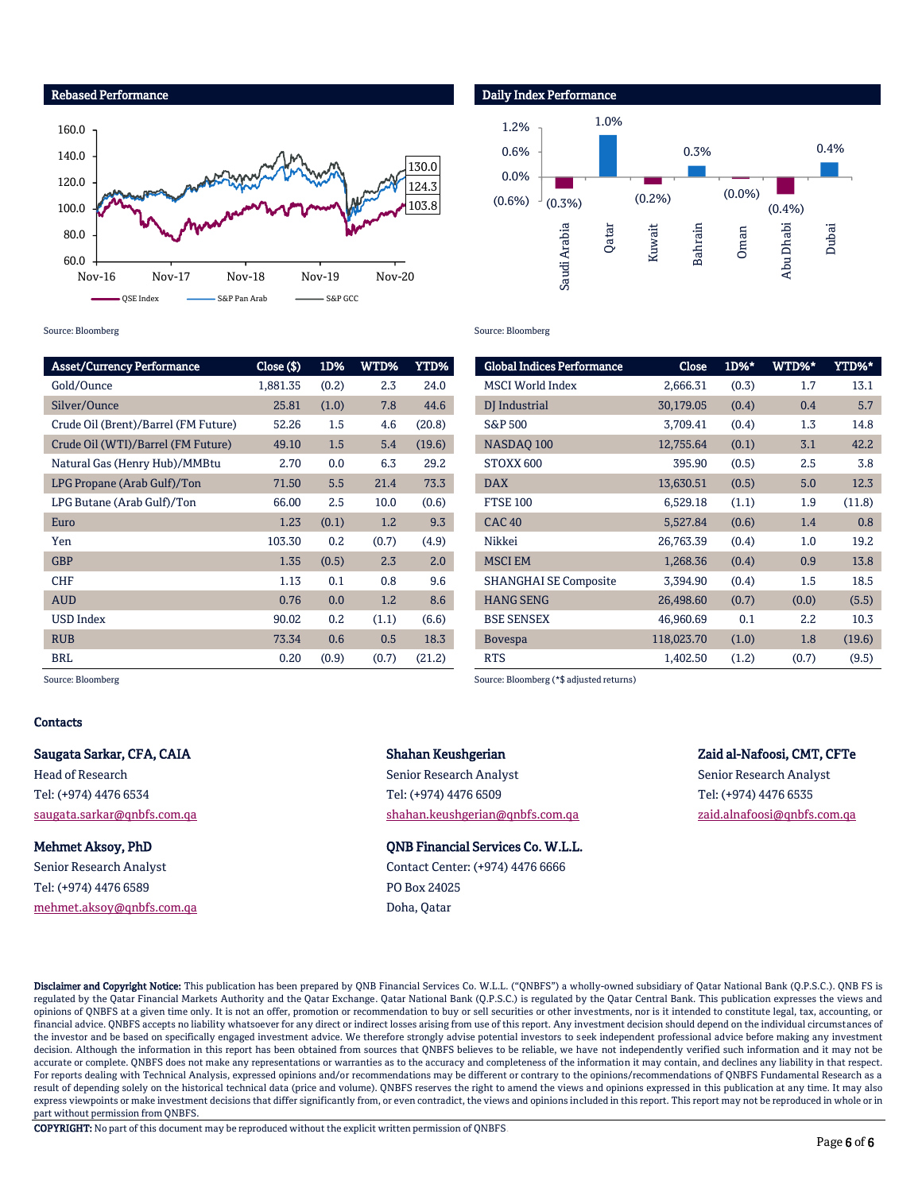## Rebased Performance

160.0
140.0
120.0
100.0
80.0
60.0

Nov-16 Nov-17 Nov-18 Nov-19 Nov-20

130.0
124.3
103.8

QSE Index S&P Pan Arab S&P GCC

Source: Bloomberg

## Daily Index Performance

1.2%
0.6%
0.0%
(0.6%)

(0.3%) 1.0% (0.2%) 0.3% (0.0%) (0.4%) 0.4%

Saudi Arabia Qatar Kuwait Bahrain Oman Abu Dhabi Dubai

Source: Bloomberg

| Asset/Currency Performance | Close ($) | 1D% | WTD% | YTD% |
|---|---|---|---|---|
| Gold/Ounce | 1,881.35 | (0.2) | 2.3 | 24.0 |
| Silver/Ounce | 25.81 | (1.0) | 7.8 | 44.6 |
| Crude Oil (Brent)/Barrel (FM Future) | 52.26 | 1.5 | 4.6 | (20.8) |
| Crude Oil (WTI)/Barrel (FM Future) | 49.10 | 1.5 | 5.4 | (19.6) |
| Natural Gas (Henry Hub)/MMBtu | 2.70 | 0.0 | 6.3 | 29.2 |
| LPG Propane (Arab Gulf)/Ton | 71.50 | 5.5 | 21.4 | 73.3 |
| LPG Butane (Arab Gulf)/Ton | 66.00 | 2.5 | 10.0 | (0.6) |
| Euro | 1.23 | (0.1) | 1.2 | 9.3 |
| Yen | 103.30 | 0.2 | (0.7) | (4.9) |
| GBP | 1.35 | (0.5) | 2.3 | 2.0 |
| CHF | 1.13 | 0.1 | 0.8 | 9.6 |
| AUD | 0.76 | 0.0 | 1.2 | 8.6 |
| USD Index | 90.02 | 0.2 | (1.1) | (6.6) |
| RUB | 73.34 | 0.6 | 0.5 | 18.3 |
| BRL | 0.20 | (0.9) | (0.7) | (21.2) |

Source: Bloomberg

| Global Indices Performance | Close | 1D%* | WTD%* | YTD%* |
|---|---|---|---|---|
| MSCI World Index | 2,666.31 | (0.3) | 1.7 | 13.1 |
| DJ Industrial | 30,179.05 | (0.4) | 0.4 | 5.7 |
| S&P 500 | 3,709.41 | (0.4) | 1.3 | 14.8 |
| NASDAQ 100 | 12,755.64 | (0.1) | 3.1 | 42.2 |
| STOXX 600 | 395.90 | (0.5) | 2.5 | 3.8 |
| DAX | 13,630.51 | (0.5) | 5.0 | 12.3 |
| FTSE 100 | 6,529.18 | (1.1) | 1.9 | (11.8) |
| CAC 40 | 5,527.84 | (0.6) | 1.4 | 0.8 |
| Nikkei | 26,763.39 | (0.4) | 1.0 | 19.2 |
| MSCI EM | 1,268.36 | (0.4) | 0.9 | 13.8 |
| SHANGHAI SE Composite | 3,394.90 | (0.4) | 1.5 | 18.5 |
| HANG SENG | 26,498.60 | (0.7) | (0.0) | (5.5) |
| BSE SENSEX | 46,960.69 | 0.1 | 2.2 | 10.3 |
| Bovespa | 118,023.70 | (1.0) | 1.8 | (19.6) |
| RTS | 1,402.50 | (1.2) | (0.7) | (9.5) |

Source: Bloomberg (*$ adjusted returns)

## Contacts

**Saugata Sarkar, CFA, CAIA**
Head of Research
Tel: (+974) 4476 6534
saugata.sarkar@qnbfs.com.qa

**Shahan Keushgerian**
Senior Research Analyst
Tel: (+974) 4476 6509
shahan.keushgerian@qnbfs.com.qa

**Zaid al-Nafoosi, CMT, CFTe**
Senior Research Analyst
Tel: (+974) 4476 6535
zaid.alnafoosi@qnbfs.com.qa

**Mehmet Aksoy, PhD**
Senior Research Analyst
Tel: (+974) 4476 6589
mehmet.aksoy@qnbfs.com.qa

**QNB Financial Services Co. W.L.L.**
Contact Center: (+974) 4476 6666
PO Box 24025
Doha, Qatar

**Disclaimer and Copyright Notice:** This publication has been prepared by QNB Financial Services Co. W.L.L. ("QNBFS") a wholly-owned subsidiary of Qatar National Bank (Q.P.S.C.). QNB FS is regulated by the Qatar Financial Markets Authority and the Qatar Exchange. Qatar National Bank (Q.P.S.C.) is regulated by the Qatar Central Bank. This publication expresses the views and opinions of QNBFS at a given time only. It is not an offer, promotion or recommendation to buy or sell securities or other investments, nor is it intended to constitute legal, tax, accounting, or financial advice. QNBFS accepts no liability whatsoever for any direct or indirect losses arising from use of this report. Any investment decision should depend on the individual circumstances of the investor and be based on specifically engaged investment advice. We therefore strongly advise potential investors to seek independent professional advice before making any investment decision. Although the information in this report has been obtained from sources that QNBFS believes to be reliable, we have not independently verified such information and it may not be accurate or complete. QNBFS does not make any representations or warranties as to the accuracy and completeness of the information it may contain, and declines any liability in that respect. For reports dealing with Technical Analysis, expressed opinions and/or recommendations may be different or contrary to the opinions/recommendations of QNBFS Fundamental Research as a result of depending solely on the historical technical data (price and volume). QNBFS reserves the right to amend the views and opinions expressed in this publication at any time. It may also express viewpoints or make investment decisions that differ significantly from, or even contradict, the views and opinions included in this report. This report may not be reproduced in whole or in part without permission from QNBFS.

**COPYRIGHT:** No part of this document may be reproduced without the explicit written permission of QNBFS